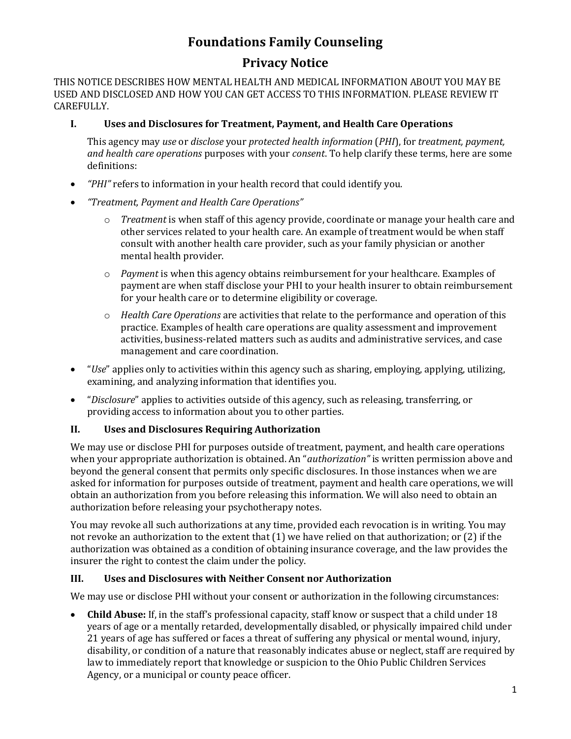# Foundations Family Counseling

## Privacy Notice

THIS NOTICE DESCRIBES HOW MENTAL HEALTH AND MEDICAL INFORMATION ABOUT YOU MAY BE USED AND DISCLOSED AND HOW YOU CAN GET ACCESS TO THIS INFORMATION. PLEASE REVIEW IT CAREFULLY.

### I. Uses and Disclosures for Treatment, Payment, and Health Care Operations

This agency may *use* or *disclose* your *protected health information* (*PHI*), for *treatment, payment, and health care operations* purposes with your *consent*. To help clarify these terms, here are some definitions:

- *"PHI"* refers to information in your health record that could identify you.
- *"Treatment, Payment and Health Care Operations"*
  - *Treatment* is when staff of this agency provide, coordinate or manage your health care and other services related to your health care. An example of treatment would be when staff consult with another health care provider, such as your family physician or another mental health provider.
  - *Payment* is when this agency obtains reimbursement for your healthcare. Examples of payment are when staff disclose your PHI to your health insurer to obtain reimbursement for your health care or to determine eligibility or coverage.
  - *Health Care Operations* are activities that relate to the performance and operation of this practice. Examples of health care operations are quality assessment and improvement activities, business-related matters such as audits and administrative services, and case management and care coordination.
- "*Use*" applies only to activities within this agency such as sharing, employing, applying, utilizing, examining, and analyzing information that identifies you.
- "*Disclosure*" applies to activities outside of this agency, such as releasing, transferring, or providing access to information about you to other parties.

### II. Uses and Disclosures Requiring Authorization

We may use or disclose PHI for purposes outside of treatment, payment, and health care operations when your appropriate authorization is obtained. An "*authorization"* is written permission above and beyond the general consent that permits only specific disclosures. In those instances when we are asked for information for purposes outside of treatment, payment and health care operations, we will obtain an authorization from you before releasing this information. We will also need to obtain an authorization before releasing your psychotherapy notes.

You may revoke all such authorizations at any time, provided each revocation is in writing. You may not revoke an authorization to the extent that (1) we have relied on that authorization; or (2) if the authorization was obtained as a condition of obtaining insurance coverage, and the law provides the insurer the right to contest the claim under the policy.

### III. Uses and Disclosures with Neither Consent nor Authorization

We may use or disclose PHI without your consent or authorization in the following circumstances:

- **Child Abuse:** If, in the staff's professional capacity, staff know or suspect that a child under 18 years of age or a mentally retarded, developmentally disabled, or physically impaired child under 21 years of age has suffered or faces a threat of suffering any physical or mental wound, injury, disability, or condition of a nature that reasonably indicates abuse or neglect, staff are required by law to immediately report that knowledge or suspicion to the Ohio Public Children Services Agency, or a municipal or county peace officer.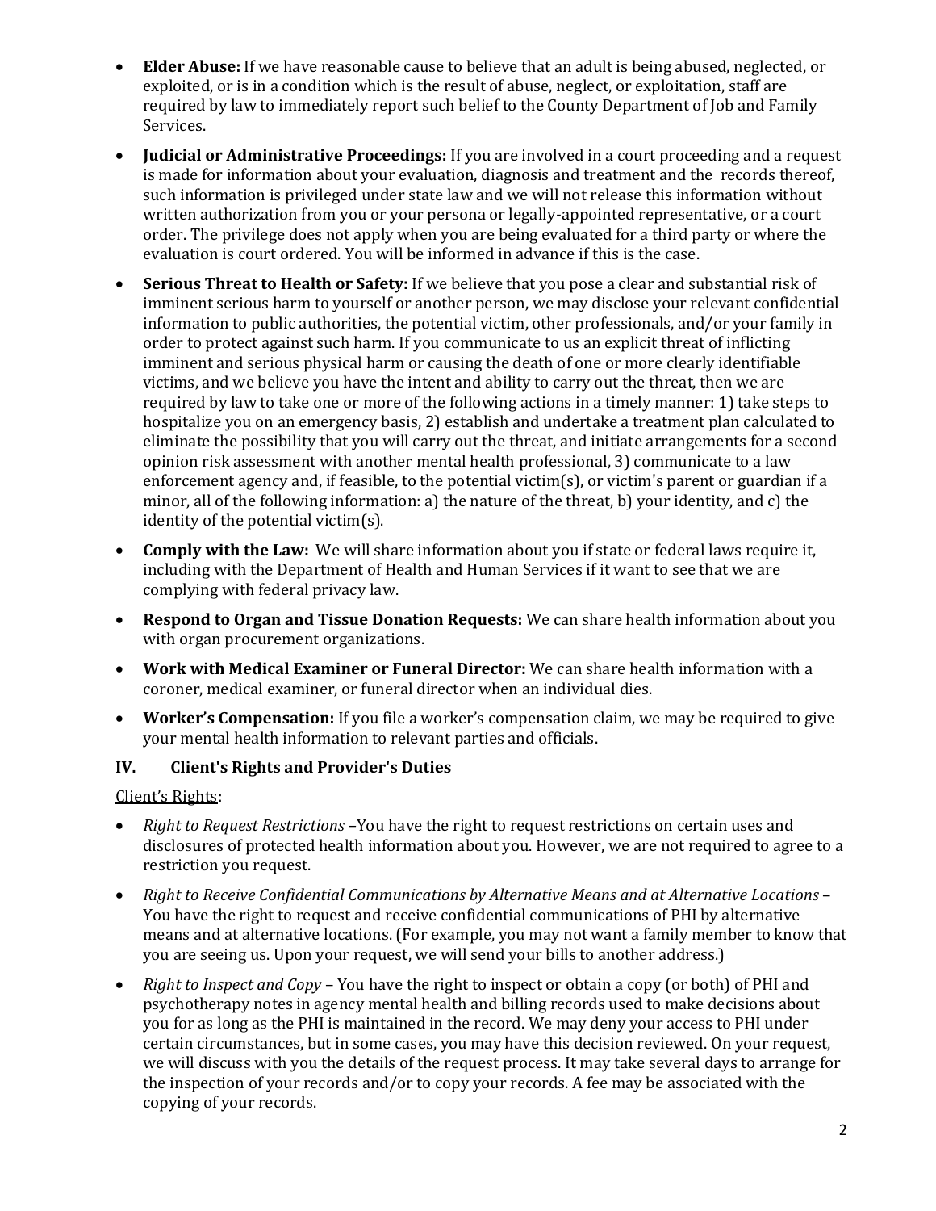- **Elder Abuse:** If we have reasonable cause to believe that an adult is being abused, neglected, or exploited, or is in a condition which is the result of abuse, neglect, or exploitation, staff are required by law to immediately report such belief to the County Department of Job and Family Services.
- **Judicial or Administrative Proceedings:** If you are involved in a court proceeding and a request is made for information about your evaluation, diagnosis and treatment and the records thereof, such information is privileged under state law and we will not release this information without written authorization from you or your persona or legally-appointed representative, or a court order. The privilege does not apply when you are being evaluated for a third party or where the evaluation is court ordered. You will be informed in advance if this is the case.
- **Serious Threat to Health or Safety:** If we believe that you pose a clear and substantial risk of imminent serious harm to yourself or another person, we may disclose your relevant confidential information to public authorities, the potential victim, other professionals, and/or your family in order to protect against such harm. If you communicate to us an explicit threat of inflicting imminent and serious physical harm or causing the death of one or more clearly identifiable victims, and we believe you have the intent and ability to carry out the threat, then we are required by law to take one or more of the following actions in a timely manner: 1) take steps to hospitalize you on an emergency basis, 2) establish and undertake a treatment plan calculated to eliminate the possibility that you will carry out the threat, and initiate arrangements for a second opinion risk assessment with another mental health professional, 3) communicate to a law enforcement agency and, if feasible, to the potential victim(s), or victim's parent or guardian if a minor, all of the following information: a) the nature of the threat, b) your identity, and c) the identity of the potential victim(s).
- **Comply with the Law:** We will share information about you if state or federal laws require it, including with the Department of Health and Human Services if it want to see that we are complying with federal privacy law.
- **Respond to Organ and Tissue Donation Requests:** We can share health information about you with organ procurement organizations.
- **Work with Medical Examiner or Funeral Director:** We can share health information with a coroner, medical examiner, or funeral director when an individual dies.
- **Worker's Compensation:** If you file a worker's compensation claim, we may be required to give your mental health information to relevant parties and officials.

## IV. Client's Rights and Provider's Duties

Client's Rights:

- *Right to Request Restrictions* –You have the right to request restrictions on certain uses and disclosures of protected health information about you. However, we are not required to agree to a restriction you request.
- *Right to Receive Confidential Communications by Alternative Means and at Alternative Locations* – You have the right to request and receive confidential communications of PHI by alternative means and at alternative locations. (For example, you may not want a family member to know that you are seeing us. Upon your request, we will send your bills to another address.)
- *Right to Inspect and Copy* – You have the right to inspect or obtain a copy (or both) of PHI and psychotherapy notes in agency mental health and billing records used to make decisions about you for as long as the PHI is maintained in the record. We may deny your access to PHI under certain circumstances, but in some cases, you may have this decision reviewed. On your request, we will discuss with you the details of the request process. It may take several days to arrange for the inspection of your records and/or to copy your records. A fee may be associated with the copying of your records.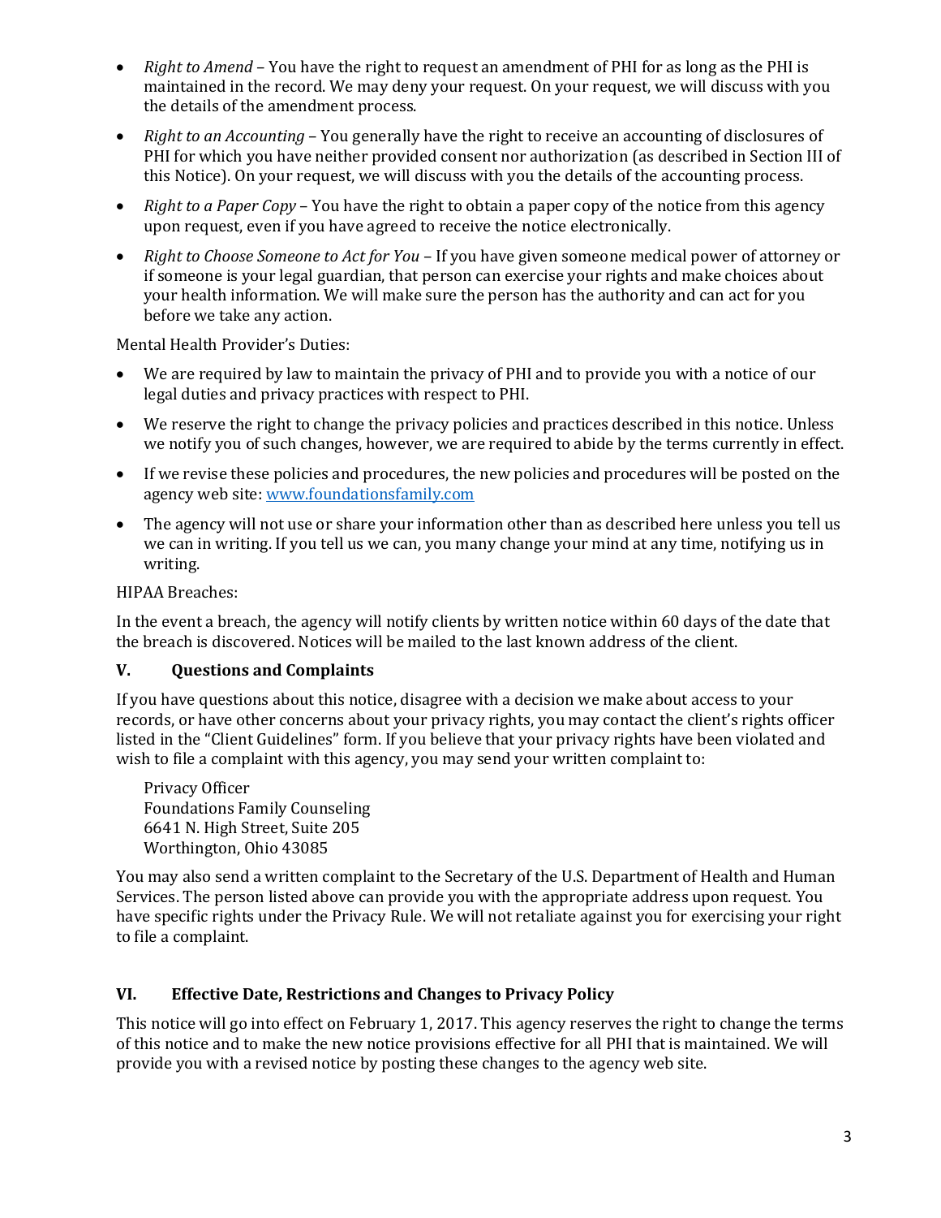- *Right to Amend* – You have the right to request an amendment of PHI for as long as the PHI is maintained in the record. We may deny your request. On your request, we will discuss with you the details of the amendment process.
- *Right to an Accounting* – You generally have the right to receive an accounting of disclosures of PHI for which you have neither provided consent nor authorization (as described in Section III of this Notice). On your request, we will discuss with you the details of the accounting process.
- *Right to a Paper Copy* – You have the right to obtain a paper copy of the notice from this agency upon request, even if you have agreed to receive the notice electronically.
- *Right to Choose Someone to Act for You* – If you have given someone medical power of attorney or if someone is your legal guardian, that person can exercise your rights and make choices about your health information. We will make sure the person has the authority and can act for you before we take any action.

Mental Health Provider's Duties:

- We are required by law to maintain the privacy of PHI and to provide you with a notice of our legal duties and privacy practices with respect to PHI.
- We reserve the right to change the privacy policies and practices described in this notice. Unless we notify you of such changes, however, we are required to abide by the terms currently in effect.
- If we revise these policies and procedures, the new policies and procedures will be posted on the agency web site: [www.foundationsfamily.com](http://www.foundationsfamily.com)
- The agency will not use or share your information other than as described here unless you tell us we can in writing. If you tell us we can, you many change your mind at any time, notifying us in writing.

HIPAA Breaches:

In the event a breach, the agency will notify clients by written notice within 60 days of the date that the breach is discovered. Notices will be mailed to the last known address of the client.

## V. Questions and Complaints

If you have questions about this notice, disagree with a decision we make about access to your records, or have other concerns about your privacy rights, you may contact the client's rights officer listed in the "Client Guidelines" form. If you believe that your privacy rights have been violated and wish to file a complaint with this agency, you may send your written complaint to:

Privacy Officer
Foundations Family Counseling
6641 N. High Street, Suite 205
Worthington, Ohio 43085

You may also send a written complaint to the Secretary of the U.S. Department of Health and Human Services. The person listed above can provide you with the appropriate address upon request. You have specific rights under the Privacy Rule. We will not retaliate against you for exercising your right to file a complaint.

## VI. Effective Date, Restrictions and Changes to Privacy Policy

This notice will go into effect on February 1, 2017. This agency reserves the right to change the terms of this notice and to make the new notice provisions effective for all PHI that is maintained. We will provide you with a revised notice by posting these changes to the agency web site.